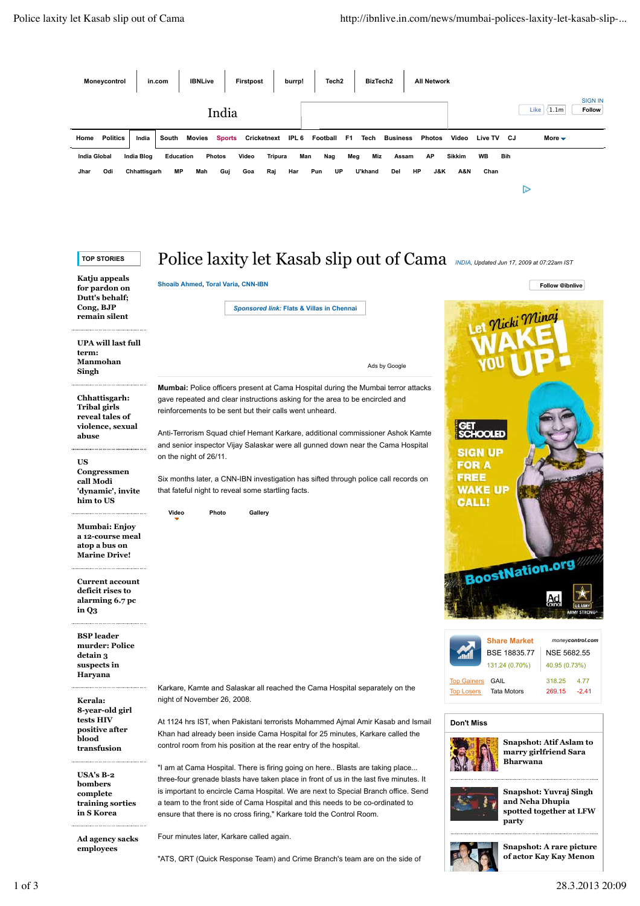# Police laxity let Kasab slip out of Cama

*INDIA, Updated Jun 17, 2009 at 07:22am IST*

Shoaib Ahmed, Toral Varia, CNN-IBN

**Mumbai:** Police officers present at Cama Hospital during the Mumbai terror attacks gave repeated and clear instructions asking for the area to be encircled and reinforcements to be sent but their calls went unheard.

Anti-Terrorism Squad chief Hemant Karkare, additional commissioner Ashok Kamte and senior inspector Vijay Salaskar were all gunned down near the Cama Hospital on the night of 26/11.

Six months later, a CNN-IBN investigation has sifted through police call records on that fateful night to reveal some startling facts.

Karkare, Kamte and Salaskar all reached the Cama Hospital separately on the night of November 26, 2008.

At 1124 hrs IST, when Pakistani terrorists Mohammed Ajmal Amir Kasab and Ismail Khan had already been inside Cama Hospital for 25 minutes, Karkare called the control room from his position at the rear entry of the hospital.

"I am at Cama Hospital. There is firing going on here.. Blasts are taking place... three-four grenade blasts have taken place in front of us in the last five minutes. It is important to encircle Cama Hospital. We are next to Special Branch office. Send a team to the front side of Cama Hospital and this needs to be co-ordinated to ensure that there is no cross firing," Karkare told the Control Room.

Four minutes later, Karkare called again.

"ATS, QRT (Quick Response Team) and Crime Branch's team are on the side of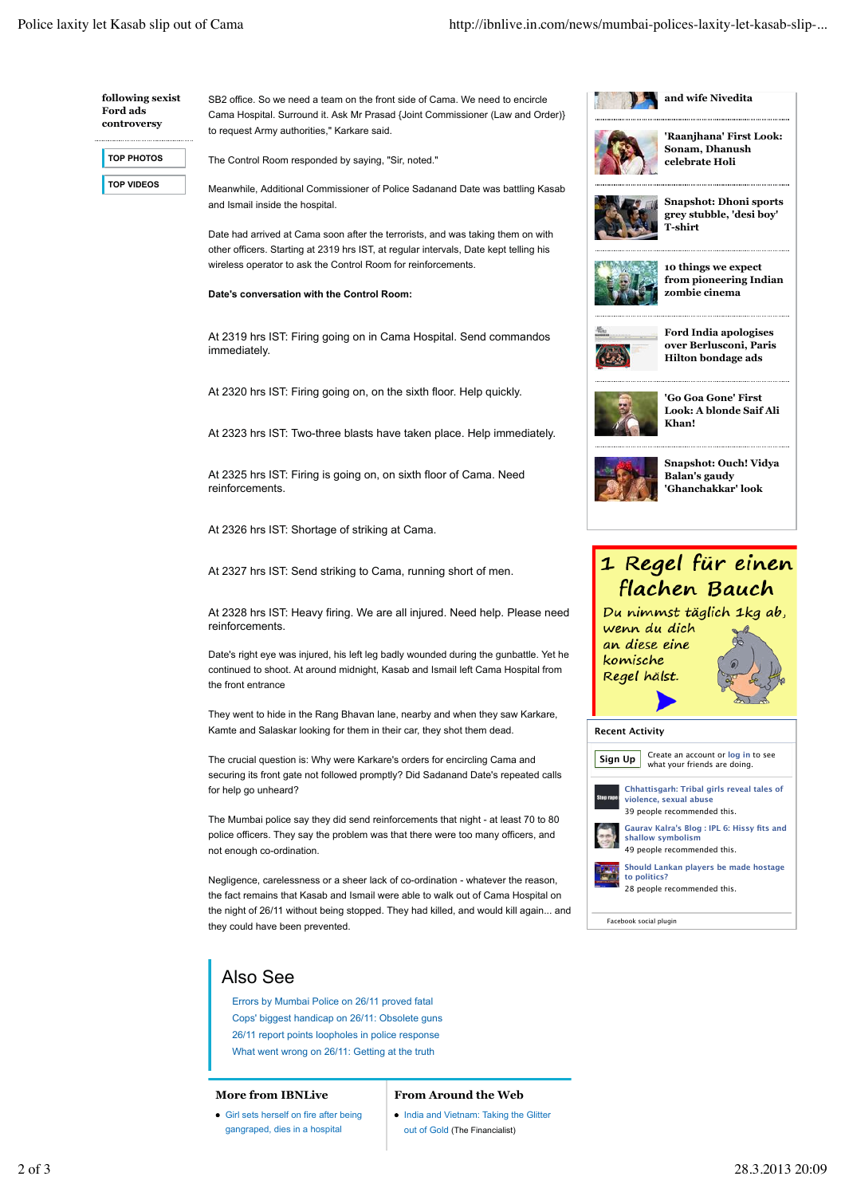following sexist Ford ads controversy

TOP PHOTOS

TOP VIDEOS

SB2 office. So we need a team on the front side of Cama. We need to encircle Cama Hospital. Surround it. Ask Mr Prasad {Joint Commissioner (Law and Order)} to request Army authorities," Karkare said.

The Control Room responded by saying, "Sir, noted."

Meanwhile, Additional Commissioner of Police Sadanand Date was battling Kasab and Ismail inside the hospital.

Date had arrived at Cama soon after the terrorists, and was taking them on with other officers. Starting at 2319 hrs IST, at regular intervals, Date kept telling his wireless operator to ask the Control Room for reinforcements.

**Date's conversation with the Control Room:**

At 2319 hrs IST: Firing going on in Cama Hospital. Send commandos immediately.

At 2320 hrs IST: Firing going on, on the sixth floor. Help quickly.

At 2323 hrs IST: Two-three blasts have taken place. Help immediately.

At 2325 hrs IST: Firing is going on, on sixth floor of Cama. Need reinforcements.

At 2326 hrs IST: Shortage of striking at Cama.

At 2327 hrs IST: Send striking to Cama, running short of men.

At 2328 hrs IST: Heavy firing. We are all injured. Need help. Please need reinforcements.

Date's right eye was injured, his left leg badly wounded during the gunbattle. Yet he continued to shoot. At around midnight, Kasab and Ismail left Cama Hospital from the front entrance

They went to hide in the Rang Bhavan lane, nearby and when they saw Karkare, Kamte and Salaskar looking for them in their car, they shot them dead.

The crucial question is: Why were Karkare's orders for encircling Cama and securing its front gate not followed promptly? Did Sadanand Date's repeated calls for help go unheard?

The Mumbai police say they did send reinforcements that night - at least 70 to 80 police officers. They say the problem was that there were too many officers, and not enough co-ordination.

Negligence, carelessness or a sheer lack of co-ordination - whatever the reason, the fact remains that Kasab and Ismail were able to walk out of Cama Hospital on the night of 26/11 without being stopped. They had killed, and would kill again... and they could have been prevented.

## Also See

- Errors by Mumbai Police on 26/11 proved fatal
- Cops' biggest handicap on 26/11: Obsolete guns
- 26/11 report points loopholes in police response
- What went wrong on 26/11: Getting at the truth

### More from IBNLive

- Girl sets herself on fire after being gangraped, dies in a hospital

### From Around the Web

- India and Vietnam: Taking the Glitter out of Gold (The Financialist)

and wife Nivedita

'Raanjhana' First Look: Sonam, Dhanush celebrate Holi

Snapshot: Dhoni sports grey stubble, 'desi boy' T-shirt

10 things we expect from pioneering Indian zombie cinema

Ford India apologises over Berlusconi, Paris Hilton bondage ads

'Go Goa Gone' First Look: A blonde Saif Ali Khan!

Snapshot: Ouch! Vidya Balan's gaudy 'Ghanchakkar' look

1 Regel für einen flachen Bauch

Du nimmst täglich 1kg ab, wenn du dich an diese eine komische Regel hälst.

Recent Activity

Sign Up Create an account or log in to see what your friends are doing.

Chhattisgarh: Tribal girls reveal tales of violence, sexual abuse
39 people recommended this.

Gaurav Kalra's Blog : IPL 6: Hissy fits and shallow symbolism
49 people recommended this.

Should Lankan players be made hostage to politics?
28 people recommended this.

Facebook social plugin